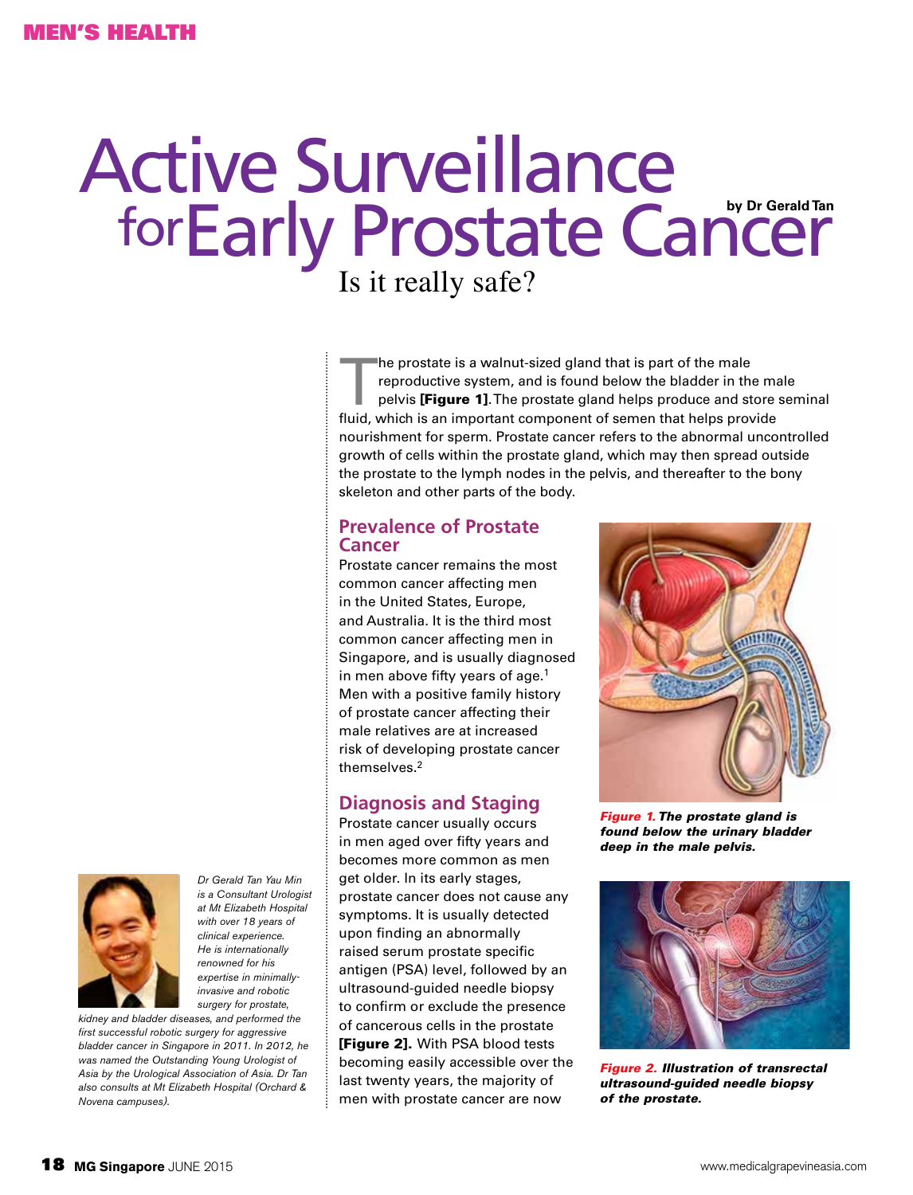# Active Surveillance for Early Prostate Cancer

## Is it really safe?

by Dr Gerald Tan

The prostate is a walnut-sized gland that is part of the male reproductive system, and is found below the bladder in the male pelvis **[Figure 1]**. The prostate gland helps produce and store seminal fluid, which is an important component of semen that helps provide nourishment for sperm. Prostate cancer refers to the abnormal uncontrolled growth of cells within the prostate gland, which may then spread outside the prostate to the lymph nodes in the pelvis, and thereafter to the bony skeleton and other parts of the body.

### Prevalence of Prostate Cancer

Prostate cancer remains the most common cancer affecting men in the United States, Europe, and Australia. It is the third most common cancer affecting men in Singapore, and is usually diagnosed in men above fifty years of age.[1] Men with a positive family history of prostate cancer affecting their male relatives are at increased risk of developing prostate cancer themselves.[2]

***Figure 1.*** ***The prostate gland is found below the urinary bladder deep in the male pelvis.***

### Diagnosis and Staging

Prostate cancer usually occurs in men aged over fifty years and becomes more common as men get older. In its early stages, prostate cancer does not cause any symptoms. It is usually detected upon finding an abnormally raised serum prostate specific antigen (PSA) level, followed by an ultrasound-guided needle biopsy to confirm or exclude the presence of cancerous cells in the prostate **[Figure 2]**. With PSA blood tests becoming easily accessible over the last twenty years, the majority of men with prostate cancer are now

***Figure 2.*** ***Illustration of transrectal ultrasound-guided needle biopsy of the prostate.***

*Dr Gerald Tan Yau Min is a Consultant Urologist at Mt Elizabeth Hospital with over 18 years of clinical experience. He is internationally renowned for his expertise in minimally-invasive and robotic surgery for prostate, kidney and bladder diseases, and performed the first successful robotic surgery for aggressive bladder cancer in Singapore in 2011. In 2012, he was named the Outstanding Young Urologist of Asia by the Urological Association of Asia. Dr Tan also consults at Mt Elizabeth Hospital (Orchard & Novena campuses).*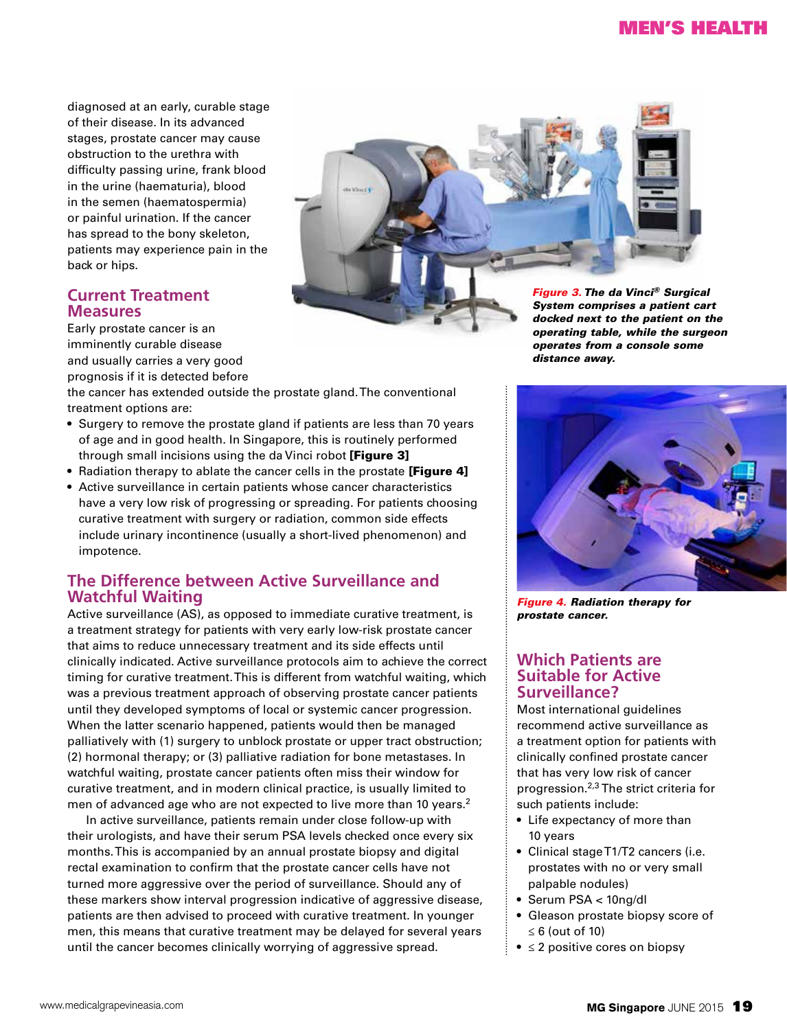diagnosed at an early, curable stage of their disease. In its advanced stages, prostate cancer may cause obstruction to the urethra with difficulty passing urine, frank blood in the urine (haematuria), blood in the semen (haematospermia) or painful urination. If the cancer has spread to the bony skeleton, patients may experience pain in the back or hips.

## Current Treatment Measures

Early prostate cancer is an imminently curable disease and usually carries a very good prognosis if it is detected before the cancer has extended outside the prostate gland. The conventional treatment options are:

- Surgery to remove the prostate gland if patients are less than 70 years of age and in good health. In Singapore, this is routinely performed through small incisions using the da Vinci robot **[Figure 3]**
- Radiation therapy to ablate the cancer cells in the prostate **[Figure 4]**
- Active surveillance in certain patients whose cancer characteristics have a very low risk of progressing or spreading. For patients choosing curative treatment with surgery or radiation, common side effects include urinary incontinence (usually a short-lived phenomenon) and impotence.

***Figure 3.*** ***The da Vinci® Surgical System comprises a patient cart docked next to the patient on the operating table, while the surgeon operates from a console some distance away.***

***Figure 4.*** ***Radiation therapy for prostate cancer.***

## The Difference between Active Surveillance and Watchful Waiting

Active surveillance (AS), as opposed to immediate curative treatment, is a treatment strategy for patients with very early low-risk prostate cancer that aims to reduce unnecessary treatment and its side effects until clinically indicated. Active surveillance protocols aim to achieve the correct timing for curative treatment. This is different from watchful waiting, which was a previous treatment approach of observing prostate cancer patients until they developed symptoms of local or systemic cancer progression. When the latter scenario happened, patients would then be managed palliatively with (1) surgery to unblock prostate or upper tract obstruction; (2) hormonal therapy; or (3) palliative radiation for bone metastases. In watchful waiting, prostate cancer patients often miss their window for curative treatment, and in modern clinical practice, is usually limited to men of advanced age who are not expected to live more than 10 years.[2]

In active surveillance, patients remain under close follow-up with their urologists, and have their serum PSA levels checked once every six months. This is accompanied by an annual prostate biopsy and digital rectal examination to confirm that the prostate cancer cells have not turned more aggressive over the period of surveillance. Should any of these markers show interval progression indicative of aggressive disease, patients are then advised to proceed with curative treatment. In younger men, this means that curative treatment may be delayed for several years until the cancer becomes clinically worrying of aggressive spread.

## Which Patients are Suitable for Active Surveillance?

Most international guidelines recommend active surveillance as a treatment option for patients with clinically confined prostate cancer that has very low risk of cancer progression.[2,3] The strict criteria for such patients include:

- Life expectancy of more than 10 years
- Clinical stage T1/T2 cancers (i.e. prostates with no or very small palpable nodules)
- Serum PSA < 10ng/dl
- Gleason prostate biopsy score of ≤ 6 (out of 10)
- ≤ 2 positive cores on biopsy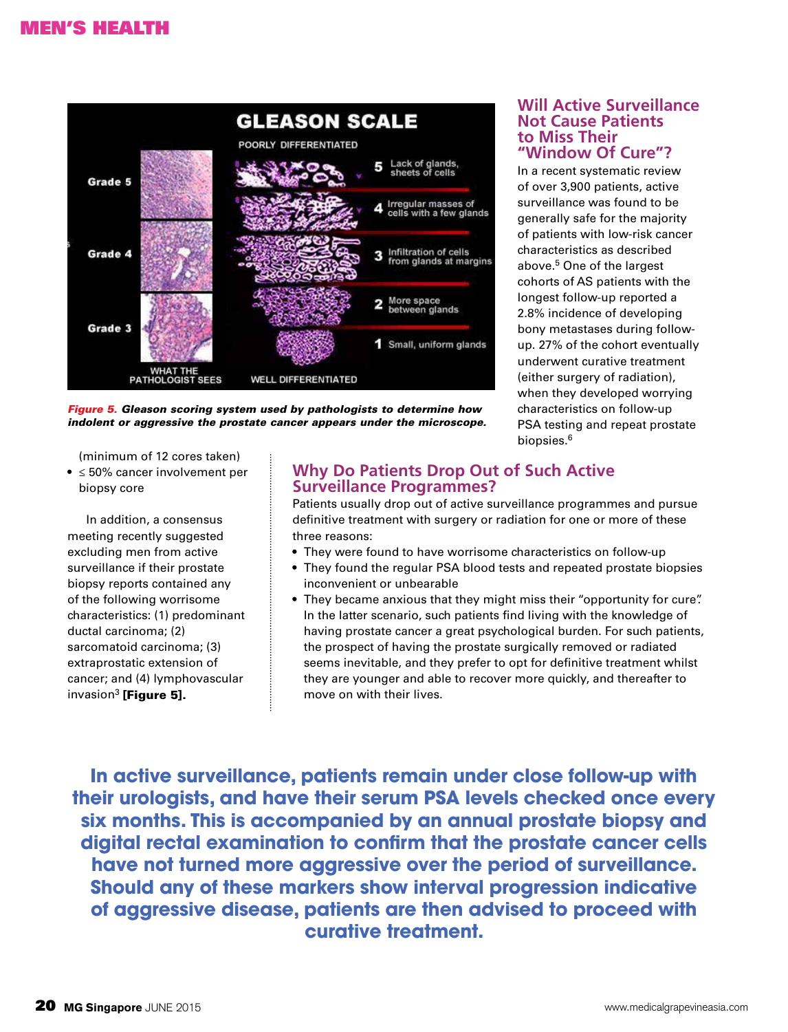Figure 5. Gleason scoring system used by pathologists to determine how indolent or aggressive the prostate cancer appears under the microscope.

(minimum of 12 cores taken)

- ≤ 50% cancer involvement per biopsy core

In addition, a consensus meeting recently suggested excluding men from active surveillance if their prostate biopsy reports contained any of the following worrisome characteristics: (1) predominant ductal carcinoma; (2) sarcomatoid carcinoma; (3) extraprostatic extension of cancer; and (4) lymphovascular invasion[3] **[Figure 5].**

## Why Do Patients Drop Out of Such Active Surveillance Programmes?

Patients usually drop out of active surveillance programmes and pursue definitive treatment with surgery or radiation for one or more of these three reasons:

- They were found to have worrisome characteristics on follow-up
- They found the regular PSA blood tests and repeated prostate biopsies inconvenient or unbearable
- They became anxious that they might miss their "opportunity for cure". In the latter scenario, such patients find living with the knowledge of having prostate cancer a great psychological burden. For such patients, the prospect of having the prostate surgically removed or radiated seems inevitable, and they prefer to opt for definitive treatment whilst they are younger and able to recover more quickly, and thereafter to move on with their lives.

## Will Active Surveillance Not Cause Patients to Miss Their "Window Of Cure"?

In a recent systematic review of over 3,900 patients, active surveillance was found to be generally safe for the majority of patients with low-risk cancer characteristics as described above.[5] One of the largest cohorts of AS patients with the longest follow-up reported a 2.8% incidence of developing bony metastases during follow-up. 27% of the cohort eventually underwent curative treatment (either surgery of radiation), when they developed worrying characteristics on follow-up PSA testing and repeat prostate biopsies.[6]

**In active surveillance, patients remain under close follow-up with their urologists, and have their serum PSA levels checked once every six months. This is accompanied by an annual prostate biopsy and digital rectal examination to confirm that the prostate cancer cells have not turned more aggressive over the period of surveillance. Should any of these markers show interval progression indicative of aggressive disease, patients are then advised to proceed with curative treatment.**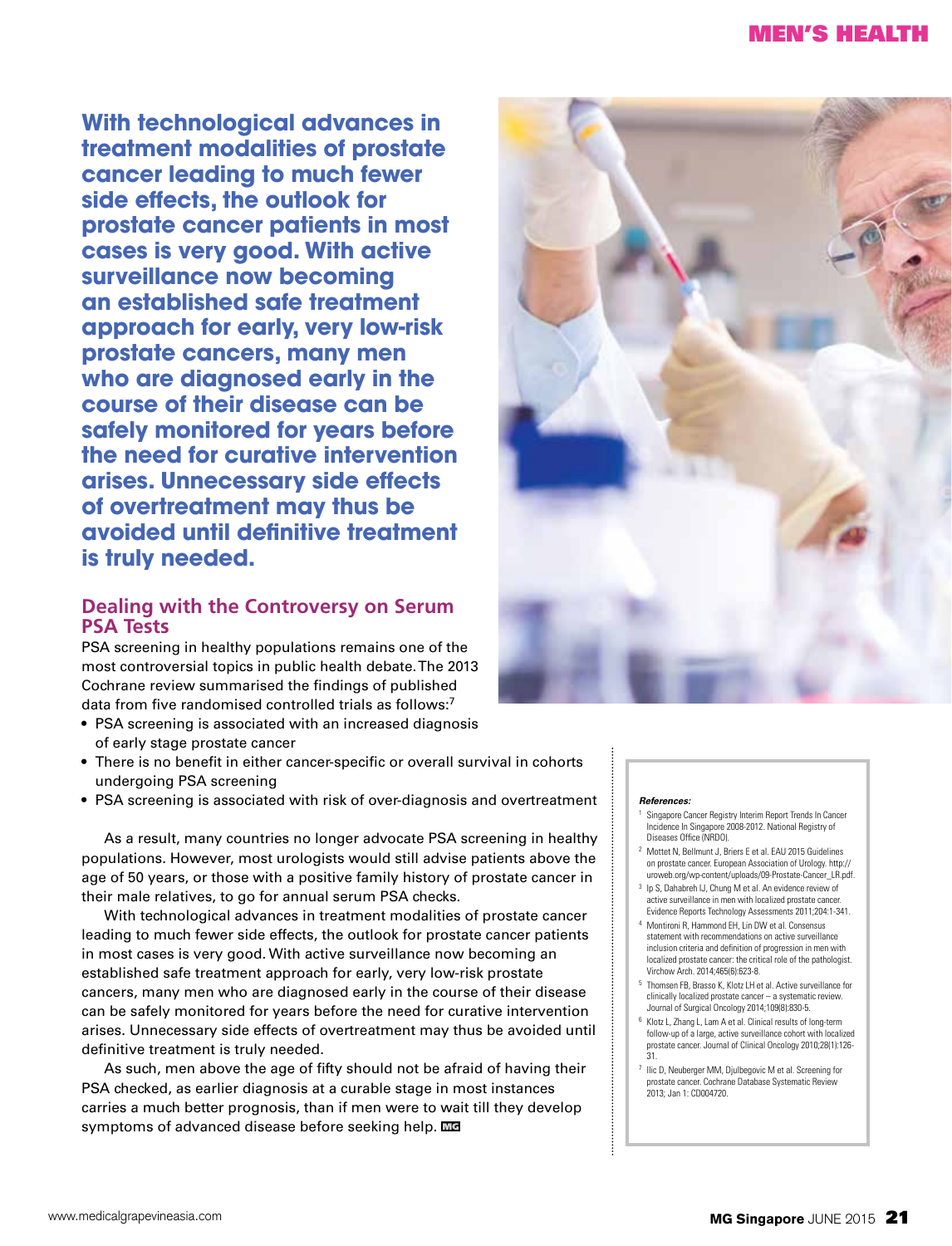**With technological advances in treatment modalities of prostate cancer leading to much fewer side effects, the outlook for prostate cancer patients in most cases is very good. With active surveillance now becoming an established safe treatment approach for early, very low-risk prostate cancers, many men who are diagnosed early in the course of their disease can be safely monitored for years before the need for curative intervention arises. Unnecessary side effects of overtreatment may thus be avoided until definitive treatment is truly needed.**

## Dealing with the Controversy on Serum PSA Tests

PSA screening in healthy populations remains one of the most controversial topics in public health debate. The 2013 Cochrane review summarised the findings of published data from five randomised controlled trials as follows:[7]

- PSA screening is associated with an increased diagnosis of early stage prostate cancer
- There is no benefit in either cancer-specific or overall survival in cohorts undergoing PSA screening
- PSA screening is associated with risk of over-diagnosis and overtreatment

As a result, many countries no longer advocate PSA screening in healthy populations. However, most urologists would still advise patients above the age of 50 years, or those with a positive family history of prostate cancer in their male relatives, to go for annual serum PSA checks.

With technological advances in treatment modalities of prostate cancer leading to much fewer side effects, the outlook for prostate cancer patients in most cases is very good. With active surveillance now becoming an established safe treatment approach for early, very low-risk prostate cancers, many men who are diagnosed early in the course of their disease can be safely monitored for years before the need for curative intervention arises. Unnecessary side effects of overtreatment may thus be avoided until definitive treatment is truly needed.

As such, men above the age of fifty should not be afraid of having their PSA checked, as earlier diagnosis at a curable stage in most instances carries a much better prognosis, than if men were to wait till they develop symptoms of advanced disease before seeking help.

***References:***

1. Singapore Cancer Registry Interim Report Trends In Cancer Incidence In Singapore 2008-2012. National Registry of Diseases Office (NRDO).
2. Mottet N, Bellmunt J, Briers E et al. EAU 2015 Guidelines on prostate cancer. European Association of Urology. http://uroweb.org/wp-content/uploads/09-Prostate-Cancer_LR.pdf.
3. Ip S, Dahabreh IJ, Chung M et al. An evidence review of active surveillance in men with localized prostate cancer. Evidence Reports Technology Assessments 2011;204:1-341.
4. Montironi R, Hammond EH, Lin DW et al. Consensus statement with recommendations on active surveillance inclusion criteria and definition of progression in men with localized prostate cancer: the critical role of the pathologist. Virchow Arch. 2014;465(6):623-8.
5. Thomsen FB, Brasso K, Klotz LH et al. Active surveillance for clinically localized prostate cancer – a systematic review. Journal of Surgical Oncology 2014;109(8):830-5.
6. Klotz L, Zhang L, Lam A et al. Clinical results of long-term follow-up of a large, active surveillance cohort with localized prostate cancer. Journal of Clinical Oncology 2010;28(1):126-31.
7. Ilic D, Neuberger MM, Djulbegovic M et al. Screening for prostate cancer. Cochrane Database Systematic Review 2013; Jan 1: CD004720.